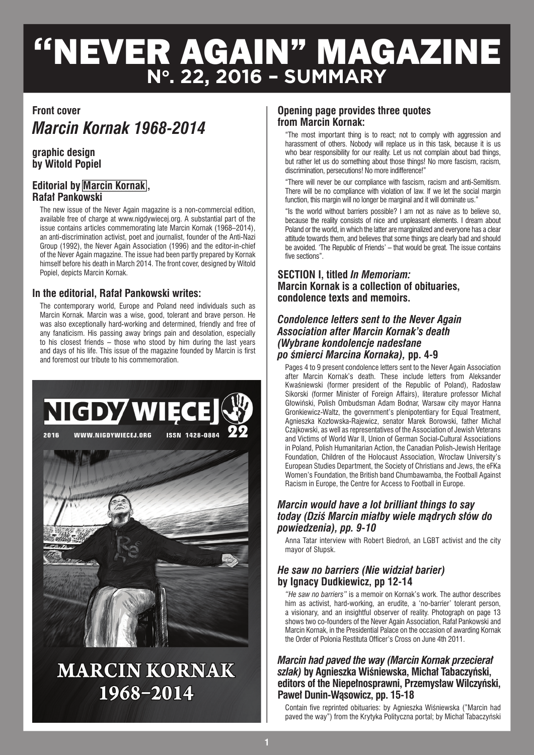# "NEVER AGAIN" MAGAZINE
## N°. 22, 2016 – SUMMARY

**Front cover**

***Marcin Kornak 1968-2014***

**graphic design by Witold Popiel**

### Editorial by Marcin Kornak, Rafał Pankowski

The new issue of the Never Again magazine is a non-commercial edition, available free of charge at www.nigdywiecej.org. A substantial part of the issue contains articles commemorating late Marcin Kornak (1968–2014), an anti-discrimination activist, poet and journalist, founder of the Anti-Nazi Group (1992), the Never Again Association (1996) and the editor-in-chief of the Never Again magazine. The issue had been partly prepared by Kornak himself before his death in March 2014. The front cover, designed by Witold Popiel, depicts Marcin Kornak.

### In the editorial, Rafał Pankowski writes:

The contemporary world, Europe and Poland need individuals such as Marcin Kornak. Marcin was a wise, good, tolerant and brave person. He was also exceptionally hard-working and determined, friendly and free of any fanaticism. His passing away brings pain and desolation, especially to his closest friends – those who stood by him during the last years and days of his life. This issue of the magazine founded by Marcin is first and foremost our tribute to his commemoration.

NIGDY WIĘCEJ 22

2016 WWW.NIGDYWIECEJ.ORG ISSN 1428-0884

MARCIN KORNAK 1968–2014

### Opening page provides three quotes from Marcin Kornak:

"The most important thing is to react; not to comply with aggression and harassment of others. Nobody will replace us in this task, because it is us who bear responsibility for our reality. Let us not complain about bad things, but rather let us do something about those things! No more fascism, racism, discrimination, persecutions! No more indifference!"

"There will never be our compliance with fascism, racism and anti-Semitism. There will be no compliance with violation of law. If we let the social margin function, this margin will no longer be marginal and it will dominate us."

"Is the world without barriers possible? I am not as naive as to believe so, because the reality consists of nice and unpleasant elements. I dream about Poland or the world, in which the latter are marginalized and everyone has a clear attitude towards them, and believes that some things are clearly bad and should be avoided. 'The Republic of Friends' – that would be great. The issue contains five sections".

### SECTION I, titled *In Memoriam:* Marcin Kornak is a collection of obituaries, condolence texts and memoirs.

### *Condolence letters sent to the Never Again Association after Marcin Kornak's death (Wybrane kondolencje nadesłane po śmierci Marcina Kornaka),* pp. 4-9

Pages 4 to 9 present condolence letters sent to the Never Again Association after Marcin Kornak's death. These include letters from Aleksander Kwaśniewski (former president of the Republic of Poland), Radosław Sikorski (former Minister of Foreign Affairs), literature professor Michał Głowiński, Polish Ombudsman Adam Bodnar, Warsaw city mayor Hanna Gronkiewicz-Waltz, the government's plenipotentiary for Equal Treatment, Agnieszka Kozłowska-Rajewicz, senator Marek Borowski, father Michał Czajkowski, as well as representatives of the Association of Jewish Veterans and Victims of World War II, Union of German Social-Cultural Associations in Poland, Polish Humanitarian Action, the Canadian Polish-Jewish Heritage Foundation, Children of the Holocaust Association, Wrocław University's European Studies Department, the Society of Christians and Jews, the eFKa Women's Foundation, the British band Chumbawamba, the Football Against Racism in Europe, the Centre for Access to Football in Europe.

### *Marcin would have a lot brilliant things to say today (Dziś Marcin miałby wiele mądrych słów do powiedzenia), pp. 9-10*

Anna Tatar interview with Robert Biedroń, an LGBT activist and the city mayor of Słupsk.

### *He saw no barriers (Nie widział barier)* by Ignacy Dudkiewicz, pp 12-14

*"He saw no barriers"* is a memoir on Kornak's work. The author describes him as activist, hard-working, an erudite, a 'no-barrier' tolerant person, a visionary, and an insightful observer of reality. Photograph on page 13 shows two co-founders of the Never Again Association, Rafał Pankowski and Marcin Kornak, in the Presidential Palace on the occasion of awarding Kornak the Order of Polonia Restituta Officer's Cross on June 4th 2011.

### *Marcin had paved the way (Marcin Kornak przecierał szlak)* by Agnieszka Wiśniewska, Michał Tabaczyński, editors of the Niepełnosprawni, Przemysław Wilczyński, Paweł Dunin-Wąsowicz, pp. 15-18

Contain five reprinted obituaries: by Agnieszka Wiśniewska ("Marcin had paved the way") from the Krytyka Polityczna portal; by Michał Tabaczyński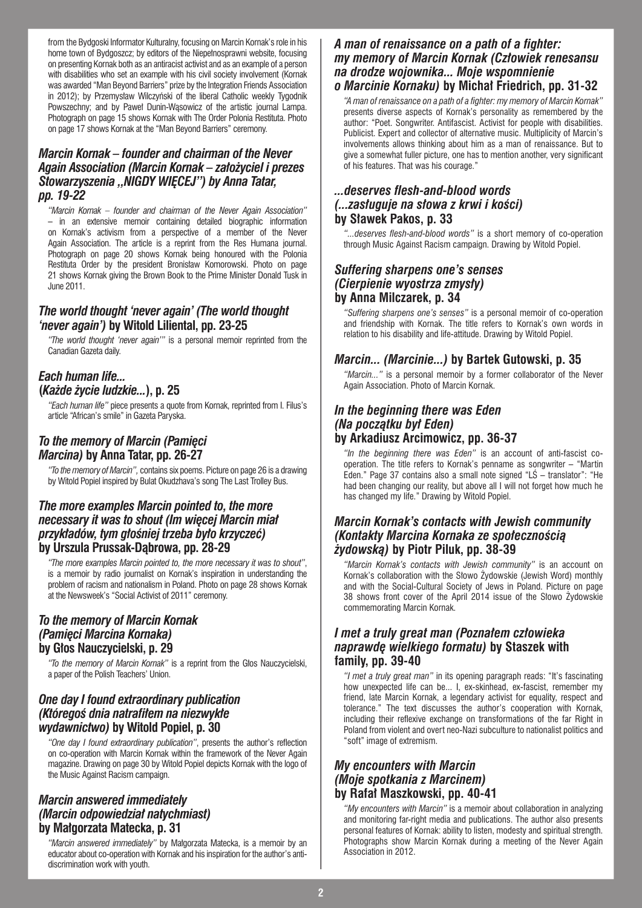from the Bydgoski Informator Kulturalny, focusing on Marcin Kornak's role in his home town of Bydgoszcz; by editors of the Niepełnosprawni website, focusing on presenting Kornak both as an antiracist activist and as an example of a person with disabilities who set an example with his civil society involvement (Kornak was awarded "Man Beyond Barriers" prize by the Integration Friends Association in 2012); by Przemysław Wilczyński of the liberal Catholic weekly Tygodnik Powszechny; and by Paweł Dunin-Wąsowicz of the artistic journal Lampa. Photograph on page 15 shows Kornak with The Order Polonia Restituta. Photo on page 17 shows Kornak at the "Man Beyond Barriers" ceremony.

### *Marcin Kornak – founder and chairman of the Never Again Association (Marcin Kornak – założyciel i prezes Stowarzyszenia „NIGDY WIĘCEJ") by Anna Tatar, pp. 19-22*

*"Marcin Kornak – founder and chairman of the Never Again Association"* – in an extensive memoir containing detailed biographic information on Kornak's activism from a perspective of a member of the Never Again Association. The article is a reprint from the Res Humana journal. Photograph on page 20 shows Kornak being honoured with the Polonia Restituta Order by the president Bronisław Komorowski. Photo on page 21 shows Kornak giving the Brown Book to the Prime Minister Donald Tusk in June 2011.

### *The world thought 'never again' (The world thought 'never again')* by Witold Liliental, pp. 23-25

*"The world thought 'never again'"* is a personal memoir reprinted from the Canadian Gazeta daily.

### *Each human life... (Każde życie ludzkie...)*, p. 25

*"Each human life"* piece presents a quote from Kornak, reprinted from I. Filus's article "African's smile" in Gazeta Paryska.

### *To the memory of Marcin (Pamięci Marcina)* by Anna Tatar, pp. 26-27

*"To the memory of Marcin"*, contains six poems. Picture on page 26 is a drawing by Witold Popiel inspired by Bulat Okudzhava's song The Last Trolley Bus.

### *The more examples Marcin pointed to, the more necessary it was to shout (Im więcej Marcin miał przykładów, tym głośniej trzeba było krzyczeć)* by Urszula Prussak-Dąbrowa, pp. 28-29

*"The more examples Marcin pointed to, the more necessary it was to shout"*, is a memoir by radio journalist on Kornak's inspiration in understanding the problem of racism and nationalism in Poland. Photo on page 28 shows Kornak at the Newsweek's "Social Activist of 2011" ceremony.

### *To the memory of Marcin Kornak (Pamięci Marcina Kornaka)* by Głos Nauczycielski, p. 29

*"To the memory of Marcin Kornak"* is a reprint from the Głos Nauczycielski, a paper of the Polish Teachers' Union.

### *One day I found extraordinary publication (Któregoś dnia natrafiłem na niezwykłe wydawnictwo)* by Witold Popiel, p. 30

*"One day I found extraordinary publication"*, presents the author's reflection on co-operation with Marcin Kornak within the framework of the Never Again magazine. Drawing on page 30 by Witold Popiel depicts Kornak with the logo of the Music Against Racism campaign.

### *Marcin answered immediately (Marcin odpowiedział natychmiast)* by Małgorzata Matecka, p. 31

*"Marcin answered immediately"* by Małgorzata Matecka, is a memoir by an educator about co-operation with Kornak and his inspiration for the author's anti-discrimination work with youth.

### *A man of renaissance on a path of a fighter: my memory of Marcin Kornak (Człowiek renesansu na drodze wojownika... Moje wspomnienie o Marcinie Kornaku)* by Michał Friedrich, pp. 31-32

*"A man of renaissance on a path of a fighter: my memory of Marcin Kornak"* presents diverse aspects of Kornak's personality as remembered by the author: "Poet. Songwriter. Antifascist. Activist for people with disabilities. Publicist. Expert and collector of alternative music. Multiplicity of Marcin's involvements allows thinking about him as a man of renaissance. But to give a somewhat fuller picture, one has to mention another, very significant of his features. That was his courage."

### *...deserves flesh-and-blood words (...zasługuje na słowa z krwi i kości)* by Sławek Pakos, p. 33

*"...deserves flesh-and-blood words"* is a short memory of co-operation through Music Against Racism campaign. Drawing by Witold Popiel.

### *Suffering sharpens one's senses (Cierpienie wyostrza zmysły)* by Anna Milczarek, p. 34

*"Suffering sharpens one's senses"* is a personal memoir of co-operation and friendship with Kornak. The title refers to Kornak's own words in relation to his disability and life-attitude. Drawing by Witold Popiel.

### *Marcin... (Marcinie...)* by Bartek Gutowski, p. 35

*"Marcin..."* is a personal memoir by a former collaborator of the Never Again Association. Photo of Marcin Kornak.

### *In the beginning there was Eden (Na początku był Eden)* by Arkadiusz Arcimowicz, pp. 36-37

*"In the beginning there was Eden"* is an account of anti-fascist co-operation. The title refers to Kornak's penname as songwriter – "Martin Eden." Page 37 contains also a small note signed "LŚ – translator": "He had been changing our reality, but above all I will not forget how much he has changed my life." Drawing by Witold Popiel.

### *Marcin Kornak's contacts with Jewish community (Kontakty Marcina Kornaka ze społecznością żydowską)* by Piotr Piluk, pp. 38-39

*"Marcin Kornak's contacts with Jewish community"* is an account on Kornak's collaboration with the Słowo Żydowskie (Jewish Word) monthly and with the Social-Cultural Society of Jews in Poland. Picture on page 38 shows front cover of the April 2014 issue of the Słowo Żydowskie commemorating Marcin Kornak.

### *I met a truly great man (Poznałem człowieka naprawdę wielkiego formatu)* by Staszek with family, pp. 39-40

*"I met a truly great man"* in its opening paragraph reads: "It's fascinating how unexpected life can be... I, ex-skinhead, ex-fascist, remember my friend, late Marcin Kornak, a legendary activist for equality, respect and tolerance." The text discusses the author's cooperation with Kornak, including their reflexive exchange on transformations of the far Right in Poland from violent and overt neo-Nazi subculture to nationalist politics and "soft" image of extremism.

### *My encounters with Marcin (Moje spotkania z Marcinem)* by Rafał Maszkowski, pp. 40-41

*"My encounters with Marcin"* is a memoir about collaboration in analyzing and monitoring far-right media and publications. The author also presents personal features of Kornak: ability to listen, modesty and spiritual strength. Photographs show Marcin Kornak during a meeting of the Never Again Association in 2012.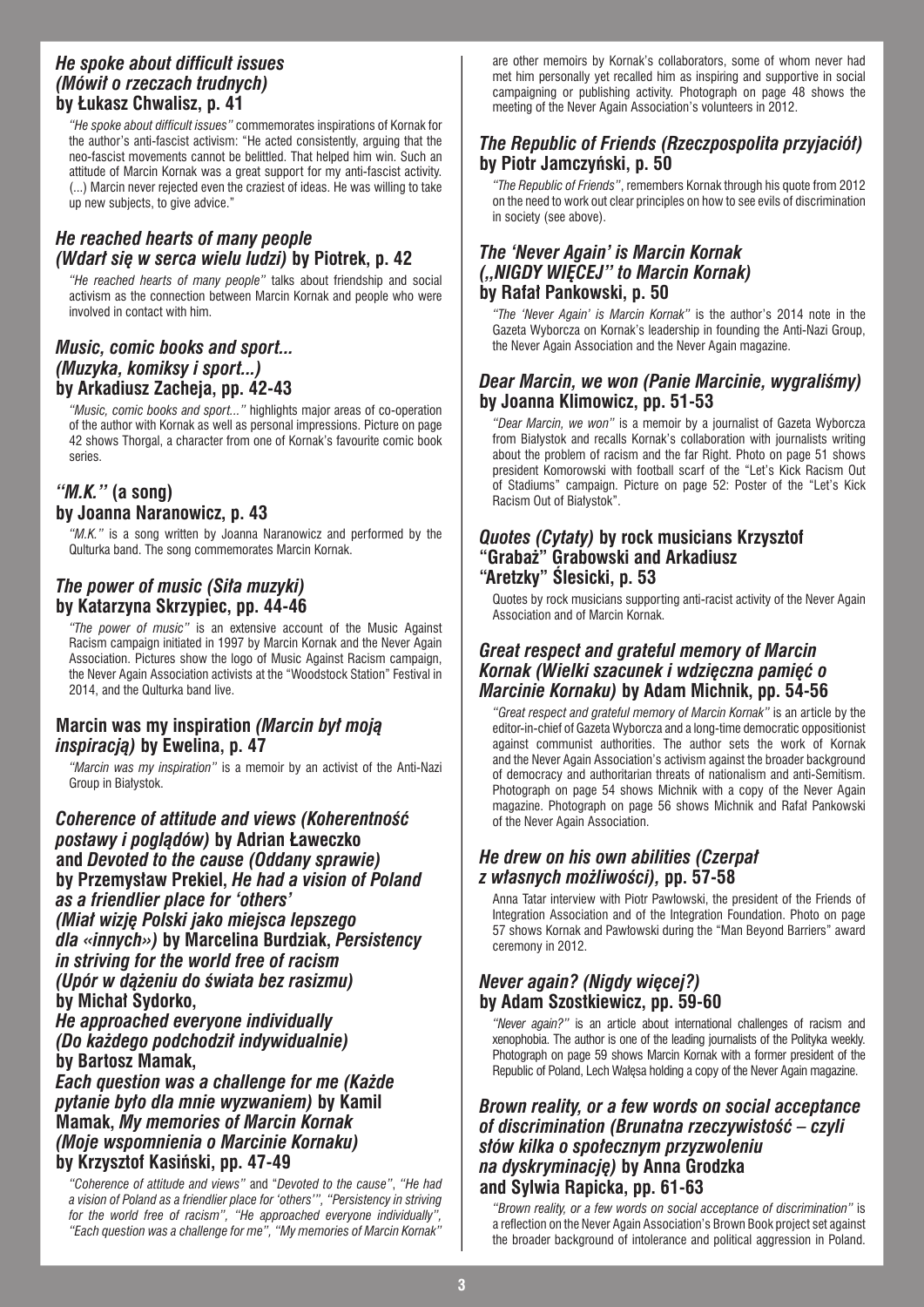### *He spoke about difficult issues (Mówił o rzeczach trudnych)* by Łukasz Chwalisz, p. 41

*"He spoke about difficult issues"* commemorates inspirations of Kornak for the author's anti-fascist activism: "He acted consistently, arguing that the neo-fascist movements cannot be belittled. That helped him win. Such an attitude of Marcin Kornak was a great support for my anti-fascist activity. (...) Marcin never rejected even the craziest of ideas. He was willing to take up new subjects, to give advice."

### *He reached hearts of many people (Wdarł się w serca wielu ludzi)* by Piotrek, p. 42

*"He reached hearts of many people"* talks about friendship and social activism as the connection between Marcin Kornak and people who were involved in contact with him.

### *Music, comic books and sport... (Muzyka, komiksy i sport...)* by Arkadiusz Zacheja, pp. 42-43

*"Music, comic books and sport..."* highlights major areas of co-operation of the author with Kornak as well as personal impressions. Picture on page 42 shows Thorgal, a character from one of Kornak's favourite comic book series.

### *"M.K."* (a song) by Joanna Naranowicz, p. 43

*"M.K."* is a song written by Joanna Naranowicz and performed by the Qulturka band. The song commemorates Marcin Kornak.

### *The power of music (Siła muzyki)* by Katarzyna Skrzypiec, pp. 44-46

*"The power of music"* is an extensive account of the Music Against Racism campaign initiated in 1997 by Marcin Kornak and the Never Again Association. Pictures show the logo of Music Against Racism campaign, the Never Again Association activists at the "Woodstock Station" Festival in 2014, and the Qulturka band live.

### Marcin was my inspiration *(Marcin był moją inspiracją)* by Ewelina, p. 47

*"Marcin was my inspiration"* is a memoir by an activist of the Anti-Nazi Group in Białystok.

### *Coherence of attitude and views (Koherentność postawy i poglądów)* by Adrian Ławeczko and *Devoted to the cause (Oddany sprawie)* by Przemysław Prekiel, *He had a vision of Poland as a friendlier place for 'others' (Miał wizję Polski jako miejsca lepszego dla «innych»)* by Marcelina Burdziak, *Persistency in striving for the world free of racism (Upór w dążeniu do świata bez rasizmu)* by Michał Sydorko, *He approached everyone individually (Do każdego podchodził indywidualnie)* by Bartosz Mamak, *Each question was a challenge for me (Każde pytanie było dla mnie wyzwaniem)* by Kamil Mamak, *My memories of Marcin Kornak (Moje wspomnienia o Marcinie Kornaku)* by Krzysztof Kasiński, pp. 47-49

*"Coherence of attitude and views"* and "*Devoted to the cause"*, *"He had a vision of Poland as a friendlier place for 'others'"*, *"Persistency in striving for the world free of racism"*, *"He approached everyone individually"*, *"Each question was a challenge for me"*, *"My memories of Marcin Kornak"* are other memoirs by Kornak's collaborators, some of whom never had met him personally yet recalled him as inspiring and supportive in social campaigning or publishing activity. Photograph on page 48 shows the meeting of the Never Again Association's volunteers in 2012.

### *The Republic of Friends (Rzeczpospolita przyjaciół)* by Piotr Jamczyński, p. 50

*"The Republic of Friends"*, remembers Kornak through his quote from 2012 on the need to work out clear principles on how to see evils of discrimination in society (see above).

### *The 'Never Again' is Marcin Kornak („NIGDY WIĘCEJ" to Marcin Kornak)* by Rafał Pankowski, p. 50

*"The 'Never Again' is Marcin Kornak"* is the author's 2014 note in the Gazeta Wyborcza on Kornak's leadership in founding the Anti-Nazi Group, the Never Again Association and the Never Again magazine.

### *Dear Marcin, we won (Panie Marcinie, wygraliśmy)* by Joanna Klimowicz, pp. 51-53

*"Dear Marcin, we won"* is a memoir by a journalist of Gazeta Wyborcza from Białystok and recalls Kornak's collaboration with journalists writing about the problem of racism and the far Right. Photo on page 51 shows president Komorowski with football scarf of the "Let's Kick Racism Out of Stadiums" campaign. Picture on page 52: Poster of the "Let's Kick Racism Out of Białystok".

### *Quotes (Cytaty)* by rock musicians Krzysztof "Grabaż" Grabowski and Arkadiusz "Aretzky" Ślesicki, p. 53

Quotes by rock musicians supporting anti-racist activity of the Never Again Association and of Marcin Kornak.

### *Great respect and grateful memory of Marcin Kornak (Wielki szacunek i wdzięczna pamięć o Marcinie Kornaku)* by Adam Michnik, pp. 54-56

*"Great respect and grateful memory of Marcin Kornak"* is an article by the editor-in-chief of Gazeta Wyborcza and a long-time democratic oppositionist against communist authorities. The author sets the work of Kornak and the Never Again Association's activism against the broader background of democracy and authoritarian threats of nationalism and anti-Semitism. Photograph on page 54 shows Michnik with a copy of the Never Again magazine. Photograph on page 56 shows Michnik and Rafał Pankowski of the Never Again Association.

### *He drew on his own abilities (Czerpał z własnych możliwości),* pp. 57-58

Anna Tatar interview with Piotr Pawłowski, the president of the Friends of Integration Association and of the Integration Foundation. Photo on page 57 shows Kornak and Pawłowski during the "Man Beyond Barriers" award ceremony in 2012.

### *Never again? (Nigdy więcej?)* by Adam Szostkiewicz, pp. 59-60

*"Never again?"* is an article about international challenges of racism and xenophobia. The author is one of the leading journalists of the Polityka weekly. Photograph on page 59 shows Marcin Kornak with a former president of the Republic of Poland, Lech Wałęsa holding a copy of the Never Again magazine.

### *Brown reality, or a few words on social acceptance of discrimination (Brunatna rzeczywistość – czyli słów kilka o społecznym przyzwoleniu na dyskryminację)* by Anna Grodzka and Sylwia Rapicka, pp. 61-63

*"Brown reality, or a few words on social acceptance of discrimination"* is a reflection on the Never Again Association's Brown Book project set against the broader background of intolerance and political aggression in Poland.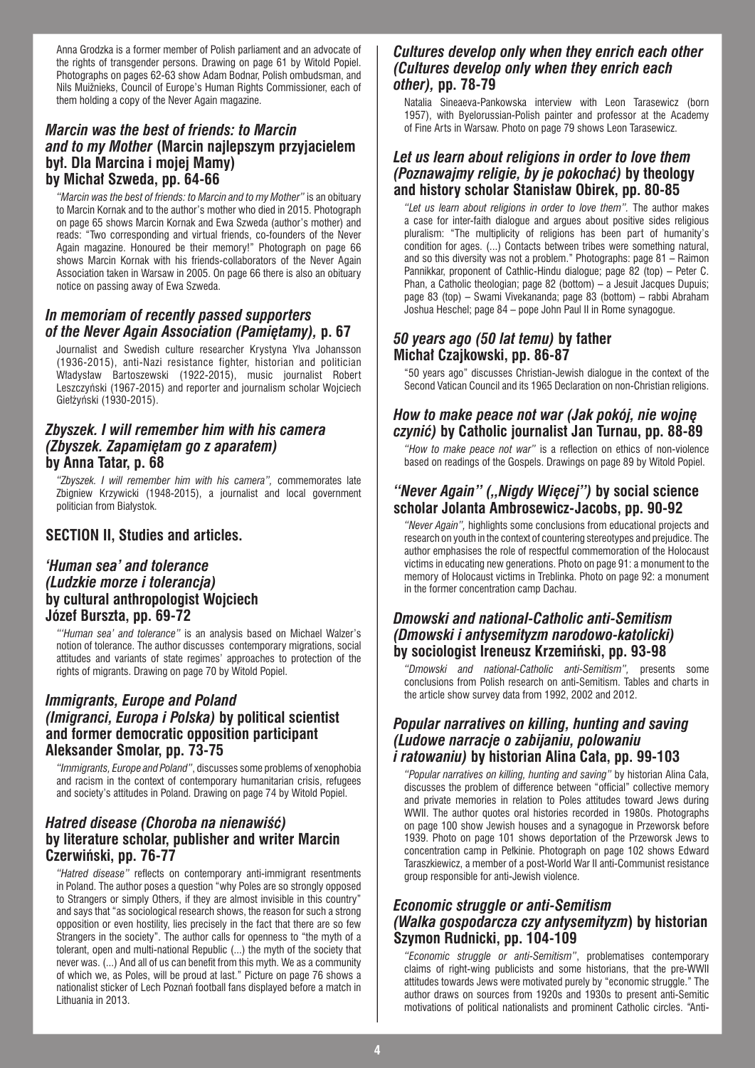Anna Grodzka is a former member of Polish parliament and an advocate of the rights of transgender persons. Drawing on page 61 by Witold Popiel. Photographs on pages 62-63 show Adam Bodnar, Polish ombudsman, and Nils Muižnieks, Council of Europe's Human Rights Commissioner, each of them holding a copy of the Never Again magazine.

### *Marcin was the best of friends: to Marcin and to my Mother* (Marcin najlepszym przyjacielem był. Dla Marcina i mojej Mamy) by Michał Szweda, pp. 64-66

*"Marcin was the best of friends: to Marcin and to my Mother"* is an obituary to Marcin Kornak and to the author's mother who died in 2015. Photograph on page 65 shows Marcin Kornak and Ewa Szweda (author's mother) and reads: "Two corresponding and virtual friends, co-founders of the Never Again magazine. Honoured be their memory!" Photograph on page 66 shows Marcin Kornak with his friends-collaborators of the Never Again Association taken in Warsaw in 2005. On page 66 there is also an obituary notice on passing away of Ewa Szweda.

### *In memoriam of recently passed supporters of the Never Again Association (Pamiętamy),* p. 67

Journalist and Swedish culture researcher Krystyna Ylva Johansson (1936-2015), anti-Nazi resistance fighter, historian and politician Władysław Bartoszewski (1922-2015), music journalist Robert Leszczyński (1967-2015) and reporter and journalism scholar Wojciech Giełżyński (1930-2015).

### *Zbyszek. I will remember him with his camera (Zbyszek. Zapamiętam go z aparatem)* by Anna Tatar, p. 68

*"Zbyszek. I will remember him with his camera",* commemorates late Zbigniew Krzywicki (1948-2015), a journalist and local government politician from Białystok.

## SECTION II, Studies and articles.

### *'Human sea' and tolerance (Ludzkie morze i tolerancja)* by cultural anthropologist Wojciech Józef Burszta, pp. 69-72

*"'Human sea' and tolerance"* is an analysis based on Michael Walzer's notion of tolerance. The author discusses contemporary migrations, social attitudes and variants of state regimes' approaches to protection of the rights of migrants. Drawing on page 70 by Witold Popiel.

### *Immigrants, Europe and Poland (Imigranci, Europa i Polska)* by political scientist and former democratic opposition participant Aleksander Smolar, pp. 73-75

*"Immigrants, Europe and Poland"*, discusses some problems of xenophobia and racism in the context of contemporary humanitarian crisis, refugees and society's attitudes in Poland. Drawing on page 74 by Witold Popiel.

### *Hatred disease (Choroba na nienawiść)* by literature scholar, publisher and writer Marcin Czerwiński, pp. 76-77

*"Hatred disease"* reflects on contemporary anti-immigrant resentments in Poland. The author poses a question "why Poles are so strongly opposed to Strangers or simply Others, if they are almost invisible in this country" and says that "as sociological research shows, the reason for such a strong opposition or even hostility, lies precisely in the fact that there are so few Strangers in the society". The author calls for openness to "the myth of a tolerant, open and multi-national Republic (...) the myth of the society that never was. (...) And all of us can benefit from this myth. We as a community of which we, as Poles, will be proud at last." Picture on page 76 shows a nationalist sticker of Lech Poznań football fans displayed before a match in Lithuania in 2013.

### *Cultures develop only when they enrich each other (Cultures develop only when they enrich each other),* pp. 78-79

Natalia Sineaeva-Pankowska interview with Leon Tarasewicz (born 1957), with Byelorussian-Polish painter and professor at the Academy of Fine Arts in Warsaw. Photo on page 79 shows Leon Tarasewicz.

### *Let us learn about religions in order to love them (Poznawajmy religie, by je pokochać)* by theology and history scholar Stanisław Obirek, pp. 80-85

*"Let us learn about religions in order to love them"*. The author makes a case for inter-faith dialogue and argues about positive sides religious pluralism: "The multiplicity of religions has been part of humanity's condition for ages. (...) Contacts between tribes were something natural, and so this diversity was not a problem." Photographs: page 81 – Raimon Pannikkar, proponent of Cathlic-Hindu dialogue; page 82 (top) – Peter C. Phan, a Catholic theologian; page 82 (bottom) – a Jesuit Jacques Dupuis; page 83 (top) – Swami Vivekananda; page 83 (bottom) – rabbi Abraham Joshua Heschel; page 84 – pope John Paul II in Rome synagogue.

### *50 years ago (50 lat temu)* by father Michał Czajkowski, pp. 86-87

"50 years ago" discusses Christian-Jewish dialogue in the context of the Second Vatican Council and its 1965 Declaration on non-Christian religions.

### *How to make peace not war (Jak pokój, nie wojnę czynić)* by Catholic journalist Jan Turnau, pp. 88-89

*"How to make peace not war"* is a reflection on ethics of non-violence based on readings of the Gospels. Drawings on page 89 by Witold Popiel.

### *"Never Again" („Nigdy Więcej")* by social science scholar Jolanta Ambrosewicz-Jacobs, pp. 90-92

*"Never Again",* highlights some conclusions from educational projects and research on youth in the context of countering stereotypes and prejudice. The author emphasises the role of respectful commemoration of the Holocaust victims in educating new generations. Photo on page 91: a monument to the memory of Holocaust victims in Treblinka. Photo on page 92: a monument in the former concentration camp Dachau.

### *Dmowski and national-Catholic anti-Semitism (Dmowski i antysemityzm narodowo-katolicki)* by sociologist Ireneusz Krzemiński, pp. 93-98

*"Dmowski and national-Catholic anti-Semitism",* presents some conclusions from Polish research on anti-Semitism. Tables and charts in the article show survey data from 1992, 2002 and 2012.

### *Popular narratives on killing, hunting and saving (Ludowe narracje o zabijaniu, polowaniu i ratowaniu)* by historian Alina Cała, pp. 99-103

*"Popular narratives on killing, hunting and saving"* by historian Alina Cała, discusses the problem of difference between "official" collective memory and private memories in relation to Poles attitudes toward Jews during WWII. The author quotes oral histories recorded in 1980s. Photographs on page 100 show Jewish houses and a synagogue in Przeworsk before 1939. Photo on page 101 shows deportation of the Przeworsk Jews to concentration camp in Pełkinie. Photograph on page 102 shows Edward Taraszkiewicz, a member of a post-World War II anti-Communist resistance group responsible for anti-Jewish violence.

### *Economic struggle or anti-Semitism (Walka gospodarcza czy antysemityzm)* by historian Szymon Rudnicki, pp. 104-109

*"Economic struggle or anti-Semitism"*, problematises contemporary claims of right-wing publicists and some historians, that the pre-WWII attitudes towards Jews were motivated purely by "economic struggle." The author draws on sources from 1920s and 1930s to present anti-Semitic motivations of political nationalists and prominent Catholic circles. "Anti-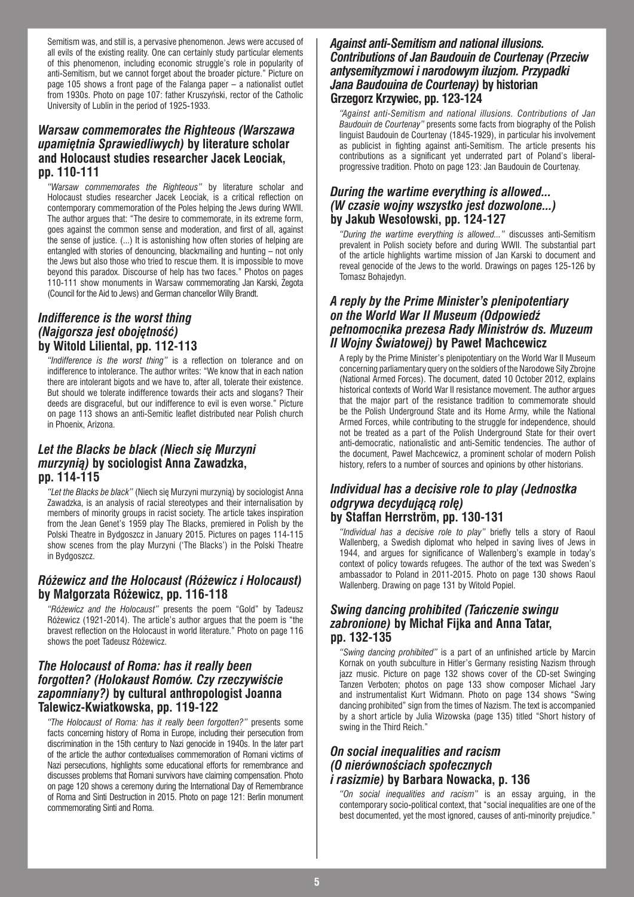Semitism was, and still is, a pervasive phenomenon. Jews were accused of all evils of the existing reality. One can certainly study particular elements of this phenomenon, including economic struggle's role in popularity of anti-Semitism, but we cannot forget about the broader picture." Picture on page 105 shows a front page of the Falanga paper – a nationalist outlet from 1930s. Photo on page 107: father Kruszyński, rector of the Catholic University of Lublin in the period of 1925-1933.

### *Warsaw commemorates the Righteous (Warszawa upamiętnia Sprawiedliwych)* by literature scholar and Holocaust studies researcher Jacek Leociak, pp. 110-111

*"Warsaw commemorates the Righteous"* by literature scholar and Holocaust studies researcher Jacek Leociak, is a critical reflection on contemporary commemoration of the Poles helping the Jews during WWII. The author argues that: "The desire to commemorate, in its extreme form, goes against the common sense and moderation, and first of all, against the sense of justice. (...) It is astonishing how often stories of helping are entangled with stories of denouncing, blackmailing and hunting – not only the Jews but also those who tried to rescue them. It is impossible to move beyond this paradox. Discourse of help has two faces." Photos on pages 110-111 show monuments in Warsaw commemorating Jan Karski, Zegota (Council for the Aid to Jews) and German chancellor Willy Brandt.

### *Indifference is the worst thing (Najgorsza jest obojętność)* by Witold Liliental, pp. 112-113

*"Indifference is the worst thing"* is a reflection on tolerance and on indifference to intolerance. The author writes: "We know that in each nation there are intolerant bigots and we have to, after all, tolerate their existence. But should we tolerate indifference towards their acts and slogans? Their deeds are disgraceful, but our indifference to evil is even worse." Picture on page 113 shows an anti-Semitic leaflet distributed near Polish church in Phoenix, Arizona.

### *Let the Blacks be black (Niech się Murzyni murzynią)* by sociologist Anna Zawadzka, pp. 114-115

*"Let the Blacks be black"* (Niech się Murzyni murzynią) by sociologist Anna Zawadzka, is an analysis of racial stereotypes and their internalisation by members of minority groups in racist society. The article takes inspiration from the Jean Genet's 1959 play The Blacks, premiered in Polish by the Polski Theatre in Bydgoszcz in January 2015. Pictures on pages 114-115 show scenes from the play Murzyni ('The Blacks') in the Polski Theatre in Bydgoszcz.

### *Różewicz and the Holocaust (Różewicz i Holocaust)* by Małgorzata Różewicz, pp. 116-118

*"Różewicz and the Holocaust"* presents the poem "Gold" by Tadeusz Różewicz (1921-2014). The article's author argues that the poem is "the bravest reflection on the Holocaust in world literature." Photo on page 116 shows the poet Tadeusz Różewicz.

### *The Holocaust of Roma: has it really been forgotten? (Holokaust Romów. Czy rzeczywiście zapomniany?)* by cultural anthropologist Joanna Talewicz-Kwiatkowska, pp. 119-122

*"The Holocaust of Roma: has it really been forgotten?"* presents some facts concerning history of Roma in Europe, including their persecution from discrimination in the 15th century to Nazi genocide in 1940s. In the later part of the article the author contextualises commemoration of Romani victims of Nazi persecutions, highlights some educational efforts for remembrance and discusses problems that Romani survivors have claiming compensation. Photo on page 120 shows a ceremony during the International Day of Remembrance of Roma and Sinti Destruction in 2015. Photo on page 121: Berlin monument commemorating Sinti and Roma.

### *Against anti-Semitism and national illusions. Contributions of Jan Baudouin de Courtenay (Przeciw antysemityzmowi i narodowym iluzjom. Przypadki Jana Baudouina de Courtenay)* by historian Grzegorz Krzywiec, pp. 123-124

*"Against anti-Semitism and national illusions. Contributions of Jan Baudouin de Courtenay"* presents some facts from biography of the Polish linguist Baudouin de Courtenay (1845-1929), in particular his involvement as publicist in fighting against anti-Semitism. The article presents his contributions as a significant yet underrated part of Poland's liberal-progressive tradition. Photo on page 123: Jan Baudouin de Courtenay.

### *During the wartime everything is allowed... (W czasie wojny wszystko jest dozwolone...)* by Jakub Wesołowski, pp. 124-127

*"During the wartime everything is allowed..."* discusses anti-Semitism prevalent in Polish society before and during WWII. The substantial part of the article highlights wartime mission of Jan Karski to document and reveal genocide of the Jews to the world. Drawings on pages 125-126 by Tomasz Bohajedyn.

### *A reply by the Prime Minister's plenipotentiary on the World War II Museum (Odpowiedź pełnomocnika prezesa Rady Ministrów ds. Muzeum II Wojny Światowej)* by Paweł Machcewicz

A reply by the Prime Minister's plenipotentiary on the World War II Museum concerning parliamentary query on the soldiers of the Narodowe Siły Zbrojne (National Armed Forces). The document, dated 10 October 2012, explains historical contexts of World War II resistance movement. The author argues that the major part of the resistance tradition to commemorate should be the Polish Underground State and its Home Army, while the National Armed Forces, while contributing to the struggle for independence, should not be treated as a part of the Polish Underground State for their overt anti-democratic, nationalistic and anti-Semitic tendencies. The author of the document, Paweł Machcewicz, a prominent scholar of modern Polish history, refers to a number of sources and opinions by other historians.

### *Individual has a decisive role to play (Jednostka odgrywa decydującą rolę)* by Staffan Herrström, pp. 130-131

*"Individual has a decisive role to play"* briefly tells a story of Raoul Wallenberg, a Swedish diplomat who helped in saving lives of Jews in 1944, and argues for significance of Wallenberg's example in today's context of policy towards refugees. The author of the text was Sweden's ambassador to Poland in 2011-2015. Photo on page 130 shows Raoul Wallenberg. Drawing on page 131 by Witold Popiel.

### *Swing dancing prohibited (Tańczenie swingu zabronione)* by Michał Fijka and Anna Tatar, pp. 132-135

*"Swing dancing prohibited"* is a part of an unfinished article by Marcin Kornak on youth subculture in Hitler's Germany resisting Nazism through jazz music. Picture on page 132 shows cover of the CD-set Swinging Tanzen Verboten; photos on page 133 show composer Michael Jary and instrumentalist Kurt Widmann. Photo on page 134 shows "Swing dancing prohibited" sign from the times of Nazism. The text is accompanied by a short article by Julia Wizowska (page 135) titled "Short history of swing in the Third Reich."

### *On social inequalities and racism (O nierównościach społecznych i rasizmie)* by Barbara Nowacka, p. 136

*"On social inequalities and racism"* is an essay arguing, in the contemporary socio-political context, that "social inequalities are one of the best documented, yet the most ignored, causes of anti-minority prejudice."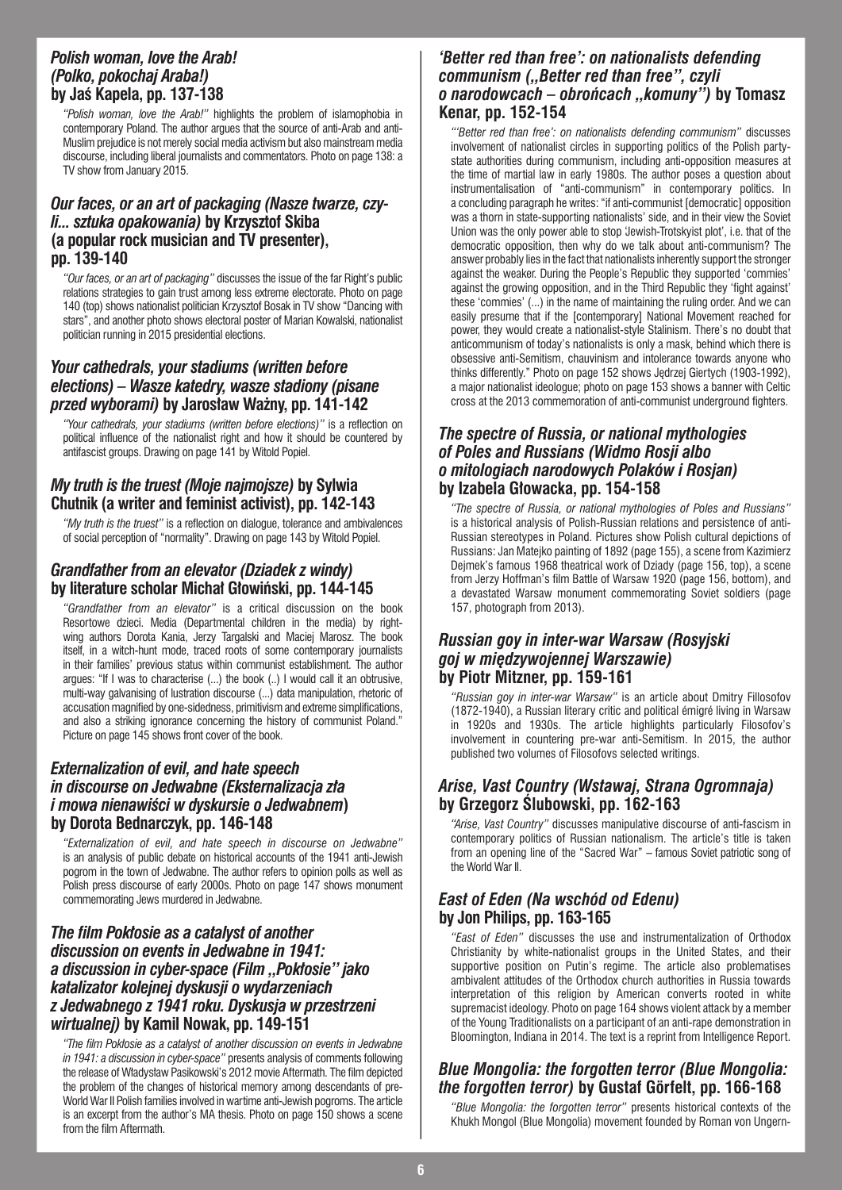### *Polish woman, love the Arab! (Polko, pokochaj Araba!)* by Jaś Kapela, pp. 137-138

*"Polish woman, love the Arab!"* highlights the problem of islamophobia in contemporary Poland. The author argues that the source of anti-Arab and anti-Muslim prejudice is not merely social media activism but also mainstream media discourse, including liberal journalists and commentators. Photo on page 138: a TV show from January 2015.

### *Our faces, or an art of packaging (Nasze twarze, czyli... sztuka opakowania)* by Krzysztof Skiba (a popular rock musician and TV presenter), pp. 139-140

*"Our faces, or an art of packaging"* discusses the issue of the far Right's public relations strategies to gain trust among less extreme electorate. Photo on page 140 (top) shows nationalist politician Krzysztof Bosak in TV show "Dancing with stars", and another photo shows electoral poster of Marian Kowalski, nationalist politician running in 2015 presidential elections.

### *Your cathedrals, your stadiums (written before elections) – Wasze katedry, wasze stadiony (pisane przed wyborami)* by Jarosław Ważny, pp. 141-142

*"Your cathedrals, your stadiums (written before elections)"* is a reflection on political influence of the nationalist right and how it should be countered by antifascist groups. Drawing on page 141 by Witold Popiel.

### *My truth is the truest (Moje najmojsze)* by Sylwia Chutnik (a writer and feminist activist), pp. 142-143

*"My truth is the truest"* is a reflection on dialogue, tolerance and ambivalences of social perception of "normality". Drawing on page 143 by Witold Popiel.

### *Grandfather from an elevator (Dziadek z windy)* by literature scholar Michał Głowiński, pp. 144-145

*"Grandfather from an elevator"* is a critical discussion on the book Resortowe dzieci. Media (Departmental children in the media) by right-wing authors Dorota Kania, Jerzy Targalski and Maciej Marosz. The book itself, in a witch-hunt mode, traced roots of some contemporary journalists in their families' previous status within communist establishment. The author argues: "If I was to characterise (...) the book (..) I would call it an obtrusive, multi-way galvanising of lustration discourse (...) data manipulation, rhetoric of accusation magnified by one-sidedness, primitivism and extreme simplifications, and also a striking ignorance concerning the history of communist Poland." Picture on page 145 shows front cover of the book.

### *Externalization of evil, and hate speech in discourse on Jedwabne (Eksternalizacja zła i mowa nienawiści w dyskursie o Jedwabnem)* by Dorota Bednarczyk, pp. 146-148

*"Externalization of evil, and hate speech in discourse on Jedwabne"* is an analysis of public debate on historical accounts of the 1941 anti-Jewish pogrom in the town of Jedwabne. The author refers to opinion polls as well as Polish press discourse of early 2000s. Photo on page 147 shows monument commemorating Jews murdered in Jedwabne.

### *The film Pokłosie as a catalyst of another discussion on events in Jedwabne in 1941: a discussion in cyber-space (Film „Pokłosie" jako katalizator kolejnej dyskusji o wydarzeniach z Jedwabnego z 1941 roku. Dyskusja w przestrzeni wirtualnej)* by Kamil Nowak, pp. 149-151

*"The film Pokłosie as a catalyst of another discussion on events in Jedwabne in 1941: a discussion in cyber-space"* presents analysis of comments following the release of Władysław Pasikowski's 2012 movie Aftermath. The film depicted the problem of the changes of historical memory among descendants of pre-World War II Polish families involved in wartime anti-Jewish pogroms. The article is an excerpt from the author's MA thesis. Photo on page 150 shows a scene from the film Aftermath.

### *'Better red than free': on nationalists defending communism („Better red than free", czyli o narodowcach – obrońcach „komuny")* by Tomasz Kenar, pp. 152-154

*"'Better red than free': on nationalists defending communism"* discusses involvement of nationalist circles in supporting politics of the Polish party-state authorities during communism, including anti-opposition measures at the time of martial law in early 1980s. The author poses a question about instrumentalisation of "anti-communism" in contemporary politics. In a concluding paragraph he writes: "if anti-communist [democratic] opposition was a thorn in state-supporting nationalists' side, and in their view the Soviet Union was the only power able to stop 'Jewish-Trotskyist plot', i.e. that of the democratic opposition, then why do we talk about anti-communism? The answer probably lies in the fact that nationalists inherently support the stronger against the weaker. During the People's Republic they supported 'commies' against the growing opposition, and in the Third Republic they 'fight against' these 'commies' (...) in the name of maintaining the ruling order. And we can easily presume that if the [contemporary] National Movement reached for power, they would create a nationalist-style Stalinism. There's no doubt that anticommunism of today's nationalists is only a mask, behind which there is obsessive anti-Semitism, chauvinism and intolerance towards anyone who thinks differently." Photo on page 152 shows Jędrzej Giertych (1903-1992), a major nationalist ideologue; photo on page 153 shows a banner with Celtic cross at the 2013 commemoration of anti-communist underground fighters.

### *The spectre of Russia, or national mythologies of Poles and Russians (Widmo Rosji albo o mitologiach narodowych Polaków i Rosjan)* by Izabela Głowacka, pp. 154-158

*"The spectre of Russia, or national mythologies of Poles and Russians"* is a historical analysis of Polish-Russian relations and persistence of anti-Russian stereotypes in Poland. Pictures show Polish cultural depictions of Russians: Jan Matejko painting of 1892 (page 155), a scene from Kazimierz Dejmek's famous 1968 theatrical work of Dziady (page 156, top), a scene from Jerzy Hoffman's film Battle of Warsaw 1920 (page 156, bottom), and a devastated Warsaw monument commemorating Soviet soldiers (page 157, photograph from 2013).

### *Russian goy in inter-war Warsaw (Rosyjski goj w międzywojennej Warszawie)* by Piotr Mitzner, pp. 159-161

*"Russian goy in inter-war Warsaw"* is an article about Dmitry Fillosofov (1872-1940), a Russian literary critic and political émigré living in Warsaw in 1920s and 1930s. The article highlights particularly Filosofov's involvement in countering pre-war anti-Semitism. In 2015, the author published two volumes of Filosofovs selected writings.

### *Arise, Vast Country (Wstawaj, Strana Ogromnaja)* by Grzegorz Ślubowski, pp. 162-163

*"Arise, Vast Country"* discusses manipulative discourse of anti-fascism in contemporary politics of Russian nationalism. The article's title is taken from an opening line of the "Sacred War" – famous Soviet patriotic song of the World War II.

### *East of Eden (Na wschód od Edenu)* by Jon Philips, pp. 163-165

*"East of Eden"* discusses the use and instrumentalization of Orthodox Christianity by white-nationalist groups in the United States, and their supportive position on Putin's regime. The article also problematises ambivalent attitudes of the Orthodox church authorities in Russia towards interpretation of this religion by American converts rooted in white supremacist ideology. Photo on page 164 shows violent attack by a member of the Young Traditionalists on a participant of an anti-rape demonstration in Bloomington, Indiana in 2014. The text is a reprint from Intelligence Report.

### *Blue Mongolia: the forgotten terror (Blue Mongolia: the forgotten terror)* by Gustaf Görfelt, pp. 166-168

*"Blue Mongolia: the forgotten terror"* presents historical contexts of the Khukh Mongol (Blue Mongolia) movement founded by Roman von Ungern-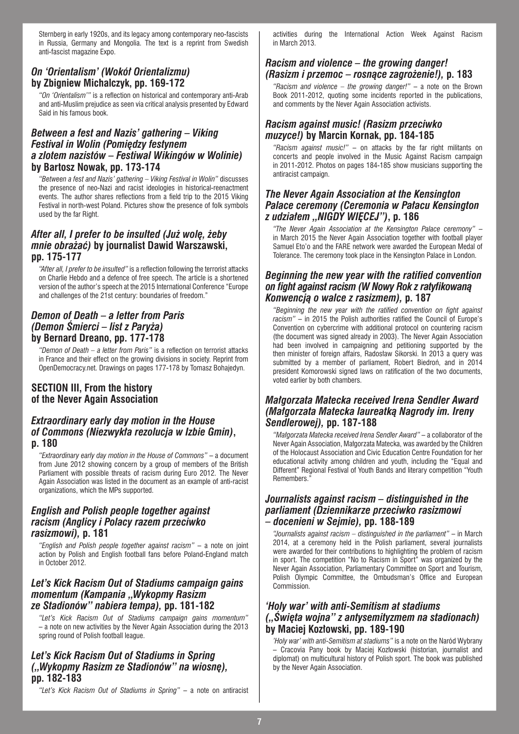Sternberg in early 1920s, and its legacy among contemporary neo-fascists in Russia, Germany and Mongolia. The text is a reprint from Swedish anti-fascist magazine Expo.

### *On 'Orientalism' (Wokół Orientalizmu)* by Zbigniew Michalczyk, pp. 169-172

*"On 'Orientalism'"* is a reflection on historical and contemporary anti-Arab and anti-Muslim prejudice as seen via critical analysis presented by Edward Said in his famous book.

### *Between a fest and Nazis' gathering – Viking Festival in Wolin (Pomiędzy festynem a zlotem nazistów – Festiwal Wikingów w Wolinie)* by Bartosz Nowak, pp. 173-174

*"Between a fest and Nazis' gathering – Viking Festival in Wolin"* discusses the presence of neo-Nazi and racist ideologies in historical-reenactment events. The author shares reflections from a field trip to the 2015 Viking Festival in north-west Poland. Pictures show the presence of folk symbols used by the far Right.

### *After all, I prefer to be insulted (Już wolę, żeby mnie obrażać)* by journalist Dawid Warszawski, pp. 175-177

*"After all, I prefer to be insulted"* is a reflection following the terrorist attacks on Charlie Hebdo and a defence of free speech. The article is a shortened version of the author's speech at the 2015 International Conference "Europe and challenges of the 21st century: boundaries of freedom."

### *Demon of Death – a letter from Paris (Demon Śmierci – list z Paryża)* by Bernard Dreano, pp. 177-178

*"Demon of Death – a letter from Paris"* is a reflection on terrorist attacks in France and their effect on the growing divisions in society. Reprint from OpenDemocracy.net. Drawings on pages 177-178 by Tomasz Bohajedyn.

## SECTION III, From the history of the Never Again Association

### *Extraordinary early day motion in the House of Commons (Niezwykła rezolucja w Izbie Gmin)*, p. 180

*"Extraordinary early day motion in the House of Commons"* – a document from June 2012 showing concern by a group of members of the British Parliament with possible threats of racism during Euro 2012. The Never Again Association was listed in the document as an example of anti-racist organizations, which the MPs supported.

### *English and Polish people together against racism (Anglicy i Polacy razem przeciwko rasizmowi)*, p. 181

*"English and Polish people together against racism"* – a note on joint action by Polish and English football fans before Poland-England match in October 2012.

### *Let's Kick Racism Out of Stadiums campaign gains momentum (Kampania ,,Wykopmy Rasizm ze Stadionów'' nabiera tempa)*, pp. 181-182

*"Let's Kick Racism Out of Stadiums campaign gains momentum"* – a note on new activities by the Never Again Association during the 2013 spring round of Polish football league.

### *Let's Kick Racism Out of Stadiums in Spring (,,Wykopmy Rasizm ze Stadionów'' na wiosnę)*, pp. 182-183

*"Let's Kick Racism Out of Stadiums in Spring"* – a note on antiracist activities during the International Action Week Against Racism in March 2013.

### *Racism and violence – the growing danger! (Rasizm i przemoc – rosnące zagrożenie!)*, p. 183

*"Racism and violence – the growing danger!"* – a note on the Brown Book 2011-2012, quoting some incidents reported in the publications, and comments by the Never Again Association activists.

### *Racism against music! (Rasizm przeciwko muzyce!)* by Marcin Kornak, pp. 184-185

*"Racism against music!"* – on attacks by the far right militants on concerts and people involved in the Music Against Racism campaign in 2011-2012. Photos on pages 184-185 show musicians supporting the antiracist campaign.

### *The Never Again Association at the Kensington Palace ceremony (Ceremonia w Pałacu Kensington z udziałem ,,NIGDY WIĘCEJ'')*, p. 186

*"The Never Again Association at the Kensington Palace ceremony"* – in March 2015 the Never Again Association together with football player Samuel Eto'o and the FARE network were awarded the European Medal of Tolerance. The ceremony took place in the Kensington Palace in London.

### *Beginning the new year with the ratified convention on fight against racism (W Nowy Rok z ratyfikowaną Konwencją o walce z rasizmem)*, p. 187

*"Beginning the new year with the ratified convention on fight against racism"* – in 2015 the Polish authorities ratified the Council of Europe's Convention on cybercrime with additional protocol on countering racism (the document was signed already in 2003). The Never Again Association had been involved in campaigning and petitioning supported by the then minister of foreign affairs, Radosław Sikorski. In 2013 a query was submitted by a member of parliament, Robert Biedroń, and in 2014 president Komorowski signed laws on ratification of the two documents, voted earlier by both chambers.

### *Małgorzata Matecka received Irena Sendler Award (Małgorzata Matecka laureatką Nagrody im. Ireny Sendlerowej)*, pp. 187-188

*"Małgorzata Matecka received Irena Sendler Award"* – a collaborator of the Never Again Association, Małgorzata Matecka, was awarded by the Children of the Holocaust Association and Civic Education Centre Foundation for her educational activity among children and youth, including the "Equal and Different" Regional Festival of Youth Bands and literary competition "Youth Remembers."

### *Journalists against racism – distinguished in the parliament (Dziennikarze przeciwko rasizmowi – docenieni w Sejmie)*, pp. 188-189

*"Journalists against racism – distinguished in the parliament"* – in March 2014, at a ceremony held in the Polish parliament, several journalists were awarded for their contributions to highlighting the problem of racism in sport. The competition "No to Racism in Sport" was organized by the Never Again Association, Parliamentary Committee on Sport and Tourism, Polish Olympic Committee, the Ombudsman's Office and European Commission.

### *'Holy war' with anti-Semitism at stadiums (,,Święta wojna'' z antysemityzmem na stadionach)* by Maciej Kozłowski, pp. 189-190

*'Holy war' with anti-Semitism at stadiums"* is a note on the Naród Wybrany – Cracovia Pany book by Maciej Kozłowski (historian, journalist and diplomat) on multicultural history of Polish sport. The book was published by the Never Again Association.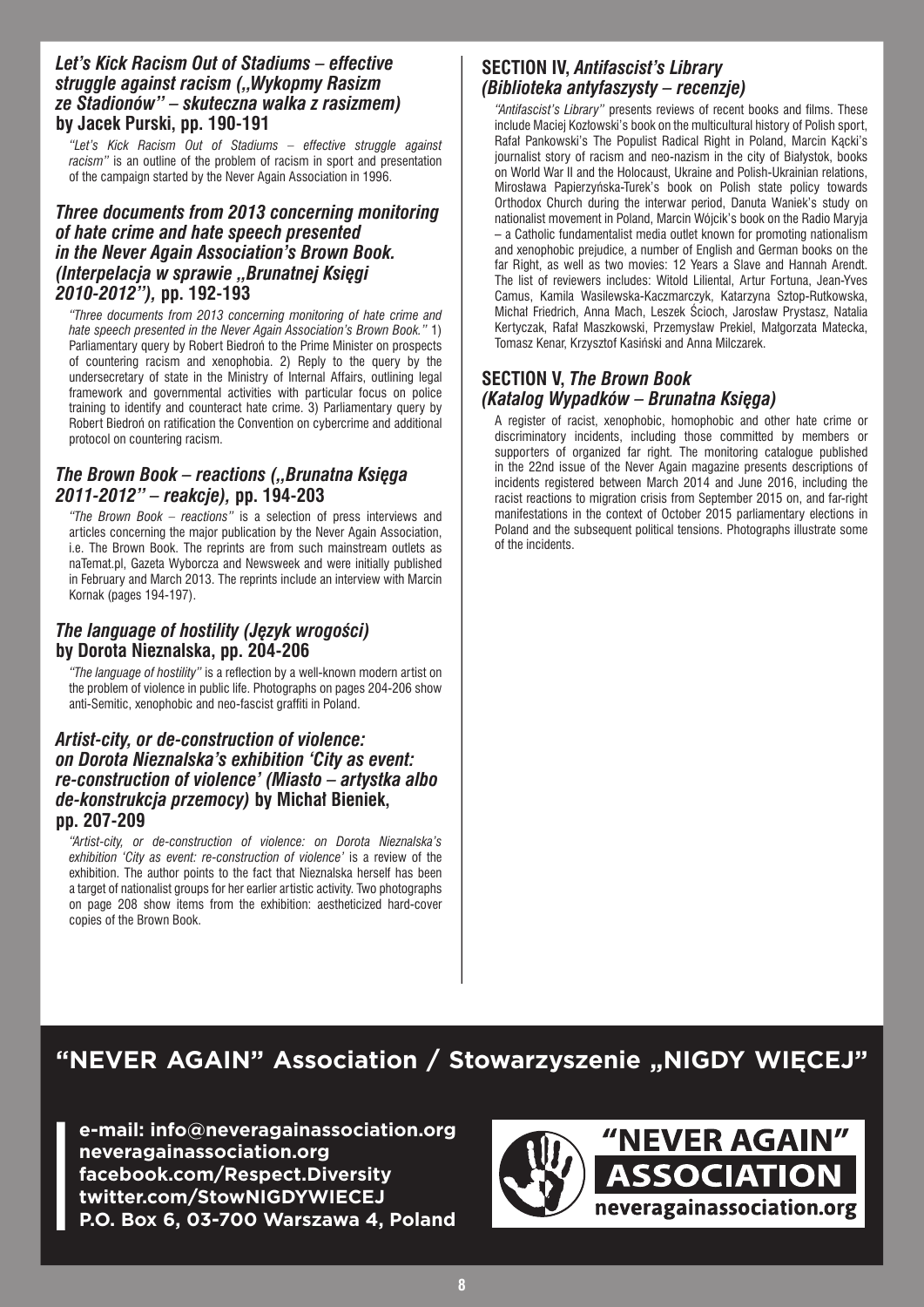### *Let's Kick Racism Out of Stadiums – effective struggle against racism („Wykopmy Rasizm ze Stadionów" – skuteczna walka z rasizmem)* by Jacek Purski, pp. 190-191

*"Let's Kick Racism Out of Stadiums – effective struggle against racism"* is an outline of the problem of racism in sport and presentation of the campaign started by the Never Again Association in 1996.

### *Three documents from 2013 concerning monitoring of hate crime and hate speech presented in the Never Again Association's Brown Book. (Interpelacja w sprawie „Brunatnej Księgi 2010-2012"),* pp. 192-193

*"Three documents from 2013 concerning monitoring of hate crime and hate speech presented in the Never Again Association's Brown Book."* 1) Parliamentary query by Robert Biedroń to the Prime Minister on prospects of countering racism and xenophobia. 2) Reply to the query by the undersecretary of state in the Ministry of Internal Affairs, outlining legal framework and governmental activities with particular focus on police training to identify and counteract hate crime. 3) Parliamentary query by Robert Biedroń on ratification the Convention on cybercrime and additional protocol on countering racism.

### *The Brown Book – reactions („Brunatna Księga 2011-2012" – reakcje),* pp. 194-203

*"The Brown Book – reactions"* is a selection of press interviews and articles concerning the major publication by the Never Again Association, i.e. The Brown Book. The reprints are from such mainstream outlets as naTemat.pl, Gazeta Wyborcza and Newsweek and were initially published in February and March 2013. The reprints include an interview with Marcin Kornak (pages 194-197).

### *The language of hostility (Język wrogości)* by Dorota Nieznalska, pp. 204-206

*"The language of hostility"* is a reflection by a well-known modern artist on the problem of violence in public life. Photographs on pages 204-206 show anti-Semitic, xenophobic and neo-fascist graffiti in Poland.

### *Artist-city, or de-construction of violence: on Dorota Nieznalska's exhibition 'City as event: re-construction of violence' (Miasto – artystka albo de-konstrukcja przemocy)* by Michał Bieniek, pp. 207-209

*"Artist-city, or de-construction of violence: on Dorota Nieznalska's exhibition 'City as event: re-construction of violence'* is a review of the exhibition. The author points to the fact that Nieznalska herself has been a target of nationalist groups for her earlier artistic activity. Two photographs on page 208 show items from the exhibition: aestheticized hard-cover copies of the Brown Book.

## SECTION IV, *Antifascist's Library (Biblioteka antyfaszysty – recenzje)*

*"Antifascist's Library"* presents reviews of recent books and films. These include Maciej Kozłowski's book on the multicultural history of Polish sport, Rafał Pankowski's The Populist Radical Right in Poland, Marcin Kącki's journalist story of racism and neo-nazism in the city of Białystok, books on World War II and the Holocaust, Ukraine and Polish-Ukrainian relations, Mirosława Papierzyńska-Turek's book on Polish state policy towards Orthodox Church during the interwar period, Danuta Waniek's study on nationalist movement in Poland, Marcin Wójcik's book on the Radio Maryja – a Catholic fundamentalist media outlet known for promoting nationalism and xenophobic prejudice, a number of English and German books on the far Right, as well as two movies: 12 Years a Slave and Hannah Arendt. The list of reviewers includes: Witold Liliental, Artur Fortuna, Jean-Yves Camus, Kamila Wasilewska-Kaczmarczyk, Katarzyna Sztop-Rutkowska, Michał Friedrich, Anna Mach, Leszek Ścioch, Jarosław Prystasz, Natalia Kertyczak, Rafał Maszkowski, Przemysław Prekiel, Małgorzata Matecka, Tomasz Kenar, Krzysztof Kasiński and Anna Milczarek.

## SECTION V, *The Brown Book (Katalog Wypadków – Brunatna Księga)*

A register of racist, xenophobic, homophobic and other hate crime or discriminatory incidents, including those committed by members or supporters of organized far right. The monitoring catalogue published in the 22nd issue of the Never Again magazine presents descriptions of incidents registered between March 2014 and June 2016, including the racist reactions to migration crisis from September 2015 on, and far-right manifestations in the context of October 2015 parliamentary elections in Poland and the subsequent political tensions. Photographs illustrate some of the incidents.

## "NEVER AGAIN" Association / Stowarzyszenie „NIGDY WIĘCEJ"

**e-mail: info@neveragainassociation.org**
**neveragainassociation.org**
**facebook.com/Respect.Diversity**
**twitter.com/StowNIGDYWIECEJ**
**P.O. Box 6, 03-700 Warszawa 4, Poland**

"NEVER AGAIN" ASSOCIATION
neveragainassociation.org